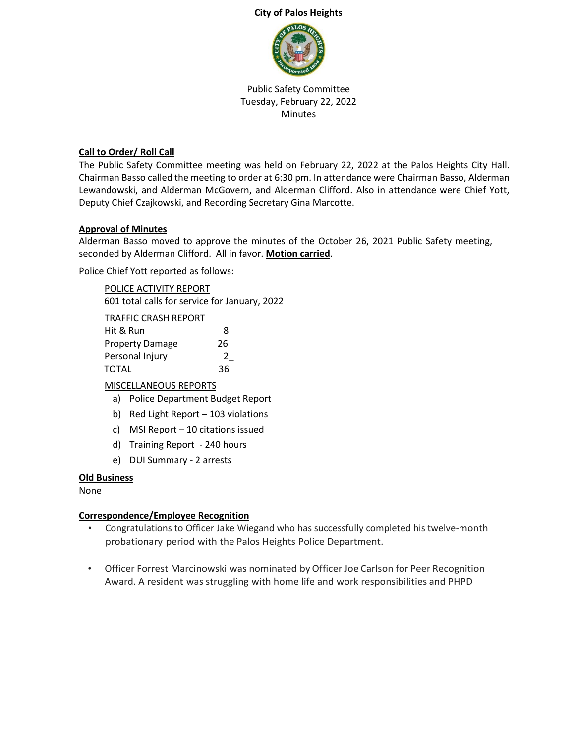**City of Palos Heights**

Public Safety Committee
Tuesday, February 22, 2022
Minutes

**Call to Order/ Roll Call**

The Public Safety Committee meeting was held on February 22, 2022 at the Palos Heights City Hall. Chairman Basso called the meeting to order at 6:30 pm. In attendance were Chairman Basso, Alderman Lewandowski, and Alderman McGovern, and Alderman Clifford. Also in attendance were Chief Yott, Deputy Chief Czajkowski, and Recording Secretary Gina Marcotte.

**Approval of Minutes**

Alderman Basso moved to approve the minutes of the October 26, 2021 Public Safety meeting, seconded by Alderman Clifford. All in favor. **Motion carried**.

Police Chief Yott reported as follows:

POLICE ACTIVITY REPORT
601 total calls for service for January, 2022

| TRAFFIC CRASH REPORT | |
|---|---|
| Hit & Run | 8 |
| Property Damage | 26 |
| Personal Injury | 2 |
| TOTAL | 36 |

MISCELLANEOUS REPORTS

a) Police Department Budget Report
b) Red Light Report – 103 violations
c) MSI Report – 10 citations issued
d) Training Report - 240 hours
e) DUI Summary - 2 arrests

**Old Business**

None

**Correspondence/Employee Recognition**

- Congratulations to Officer Jake Wiegand who has successfully completed his twelve-month probationary period with the Palos Heights Police Department.
- Officer Forrest Marcinowski was nominated by Officer Joe Carlson for Peer Recognition Award. A resident was struggling with home life and work responsibilities and PHPD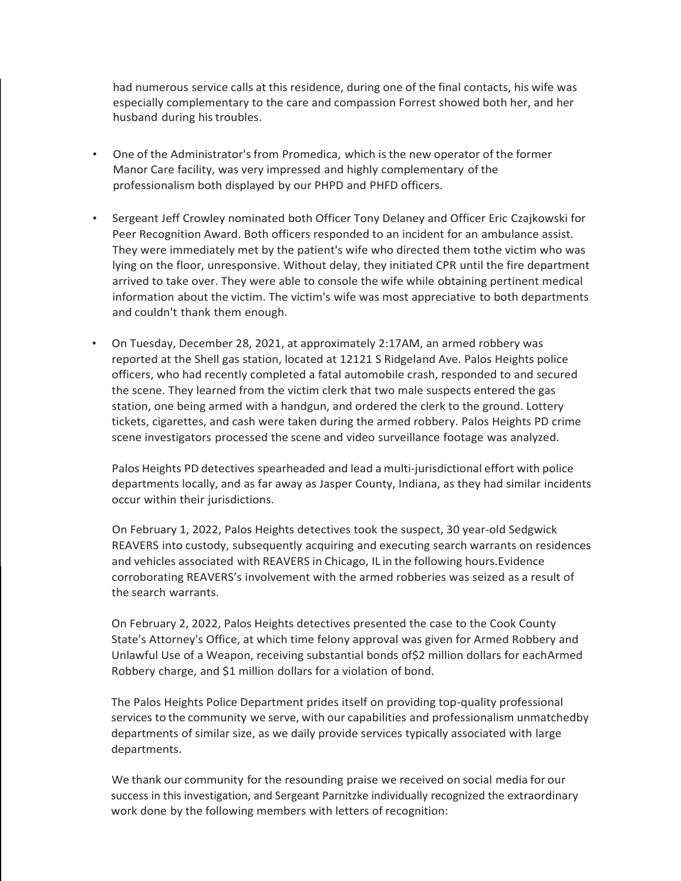had numerous service calls at this residence, during one of the final contacts, his wife was especially complementary to the care and compassion Forrest showed both her, and her husband during his troubles.

- One of the Administrator's from Promedica, which is the new operator of the former Manor Care facility, was very impressed and highly complementary of the professionalism both displayed by our PHPD and PHFD officers.

- Sergeant Jeff Crowley nominated both Officer Tony Delaney and Officer Eric Czajkowski for Peer Recognition Award. Both officers responded to an incident for an ambulance assist. They were immediately met by the patient's wife who directed them tothe victim who was lying on the floor, unresponsive. Without delay, they initiated CPR until the fire department arrived to take over. They were able to console the wife while obtaining pertinent medical information about the victim. The victim's wife was most appreciative to both departments and couldn't thank them enough.

- On Tuesday, December 28, 2021, at approximately 2:17AM, an armed robbery was reported at the Shell gas station, located at 12121 S Ridgeland Ave. Palos Heights police officers, who had recently completed a fatal automobile crash, responded to and secured the scene. They learned from the victim clerk that two male suspects entered the gas station, one being armed with a handgun, and ordered the clerk to the ground. Lottery tickets, cigarettes, and cash were taken during the armed robbery. Palos Heights PD crime scene investigators processed the scene and video surveillance footage was analyzed.

  Palos Heights PD detectives spearheaded and lead a multi-jurisdictional effort with police departments locally, and as far away as Jasper County, Indiana, as they had similar incidents occur within their jurisdictions.

  On February 1, 2022, Palos Heights detectives took the suspect, 30 year-old Sedgwick REAVERS into custody, subsequently acquiring and executing search warrants on residences and vehicles associated with REAVERS in Chicago, IL in the following hours.Evidence corroborating REAVERS's involvement with the armed robberies was seized as a result of the search warrants.

  On February 2, 2022, Palos Heights detectives presented the case to the Cook County State's Attorney's Office, at which time felony approval was given for Armed Robbery and Unlawful Use of a Weapon, receiving substantial bonds of$2 million dollars for eachArmed Robbery charge, and $1 million dollars for a violation of bond.

  The Palos Heights Police Department prides itself on providing top-quality professional services to the community we serve, with our capabilities and professionalism unmatchedby departments of similar size, as we daily provide services typically associated with large departments.

  We thank our community for the resounding praise we received on social media for our success in this investigation, and Sergeant Parnitzke individually recognized the extraordinary work done by the following members with letters of recognition: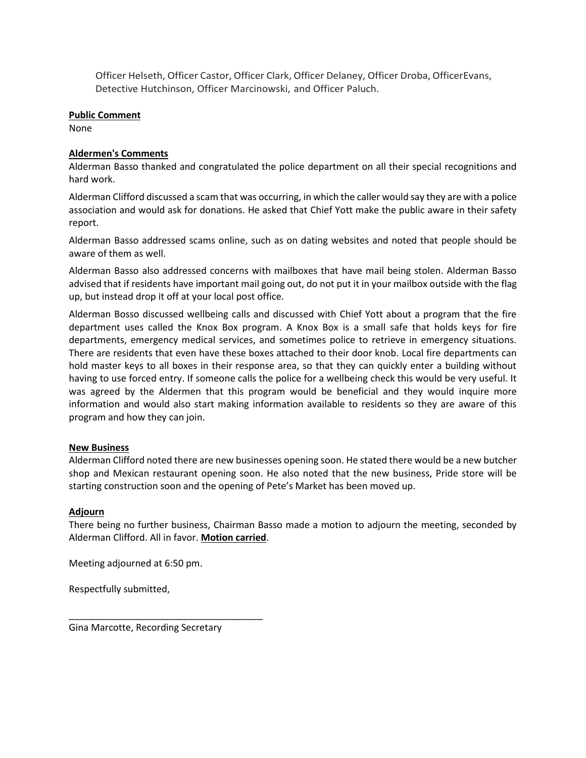Officer Helseth, Officer Castor, Officer Clark, Officer Delaney, Officer Droba, OfficerEvans, Detective Hutchinson, Officer Marcinowski, and Officer Paluch.

**Public Comment**

None

**Aldermen's Comments**

Alderman Basso thanked and congratulated the police department on all their special recognitions and hard work.

Alderman Clifford discussed a scam that was occurring, in which the caller would say they are with a police association and would ask for donations. He asked that Chief Yott make the public aware in their safety report.

Alderman Basso addressed scams online, such as on dating websites and noted that people should be aware of them as well.

Alderman Basso also addressed concerns with mailboxes that have mail being stolen. Alderman Basso advised that if residents have important mail going out, do not put it in your mailbox outside with the flag up, but instead drop it off at your local post office.

Alderman Bosso discussed wellbeing calls and discussed with Chief Yott about a program that the fire department uses called the Knox Box program. A Knox Box is a small safe that holds keys for fire departments, emergency medical services, and sometimes police to retrieve in emergency situations. There are residents that even have these boxes attached to their door knob. Local fire departments can hold master keys to all boxes in their response area, so that they can quickly enter a building without having to use forced entry. If someone calls the police for a wellbeing check this would be very useful. It was agreed by the Aldermen that this program would be beneficial and they would inquire more information and would also start making information available to residents so they are aware of this program and how they can join.

**New Business**

Alderman Clifford noted there are new businesses opening soon. He stated there would be a new butcher shop and Mexican restaurant opening soon. He also noted that the new business, Pride store will be starting construction soon and the opening of Pete's Market has been moved up.

**Adjourn**

There being no further business, Chairman Basso made a motion to adjourn the meeting, seconded by Alderman Clifford. All in favor. **Motion carried**.

Meeting adjourned at 6:50 pm.

Respectfully submitted,

\_\_\_\_\_\_\_\_\_\_\_\_\_\_\_\_\_\_\_\_\_\_\_\_\_\_\_\_\_\_\_\_\_\_\_\_\_\_

Gina Marcotte, Recording Secretary